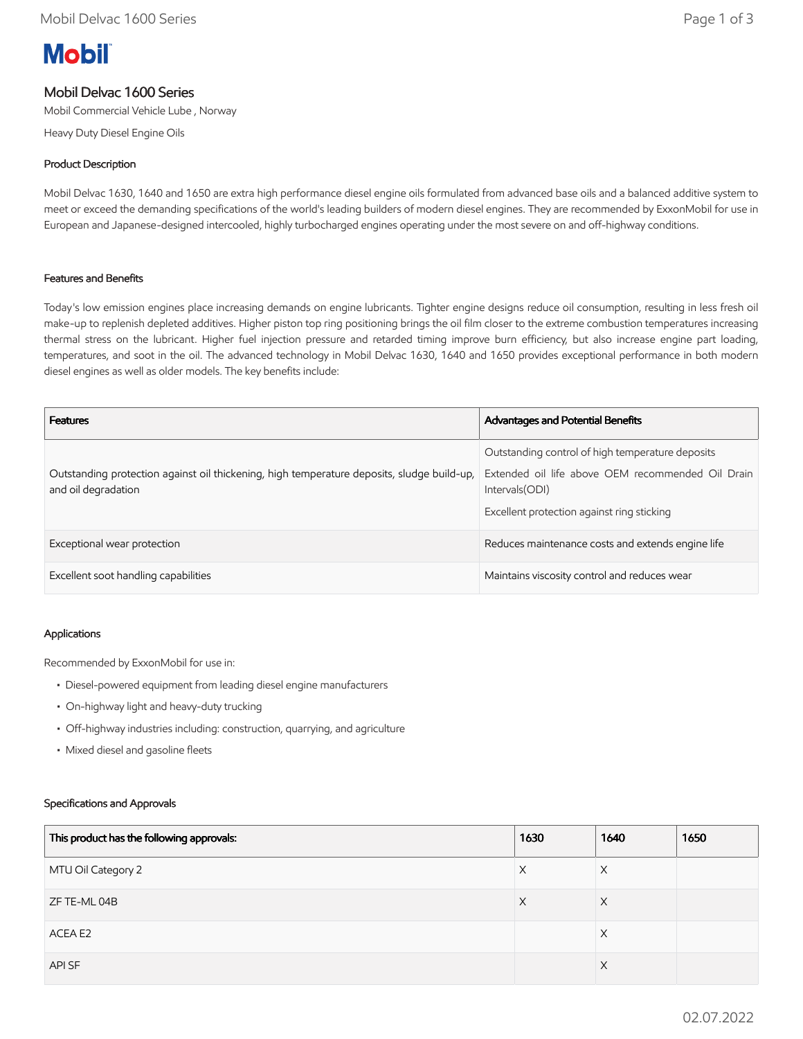# Mobil

## Mobil Delvac 1600 Series

Mobil Commercial Vehicle Lube , Norway

Heavy Duty Diesel Engine Oils

### Product Description

Mobil Delvac 1630, 1640 and 1650 are extra high performance diesel engine oils formulated from advanced base oils and a balanced additive system to meet or exceed the demanding specifications of the world's leading builders of modern diesel engines. They are recommended by ExxonMobil for use in European and Japanese-designed intercooled, highly turbocharged engines operating under the most severe on and off-highway conditions.

### Features and Benefits

Today's low emission engines place increasing demands on engine lubricants. Tighter engine designs reduce oil consumption, resulting in less fresh oil make-up to replenish depleted additives. Higher piston top ring positioning brings the oil film closer to the extreme combustion temperatures increasing thermal stress on the lubricant. Higher fuel injection pressure and retarded timing improve burn efficiency, but also increase engine part loading, temperatures, and soot in the oil. The advanced technology in Mobil Delvac 1630, 1640 and 1650 provides exceptional performance in both modern diesel engines as well as older models. The key benefits include:

| Features | Advantages and Potential Benefits |
|---|---|
| Outstanding protection against oil thickening, high temperature deposits, sludge build-up, and oil degradation | Outstanding control of high temperature deposits<br>Extended oil life above OEM recommended Oil Drain Intervals(ODI)<br>Excellent protection against ring sticking |
| Exceptional wear protection | Reduces maintenance costs and extends engine life |
| Excellent soot handling capabilities | Maintains viscosity control and reduces wear |

### Applications

Recommended by ExxonMobil for use in:

- Diesel-powered equipment from leading diesel engine manufacturers
- On-highway light and heavy-duty trucking
- Off-highway industries including: construction, quarrying, and agriculture
- Mixed diesel and gasoline fleets

### Specifications and Approvals

| This product has the following approvals: | 1630 | 1640 | 1650 |
|---|---|---|---|
| MTU Oil Category 2 | X | X | |
| ZF TE-ML 04B | X | X | |
| ACEA E2 | | X | |
| API SF | | X | |

02.07.2022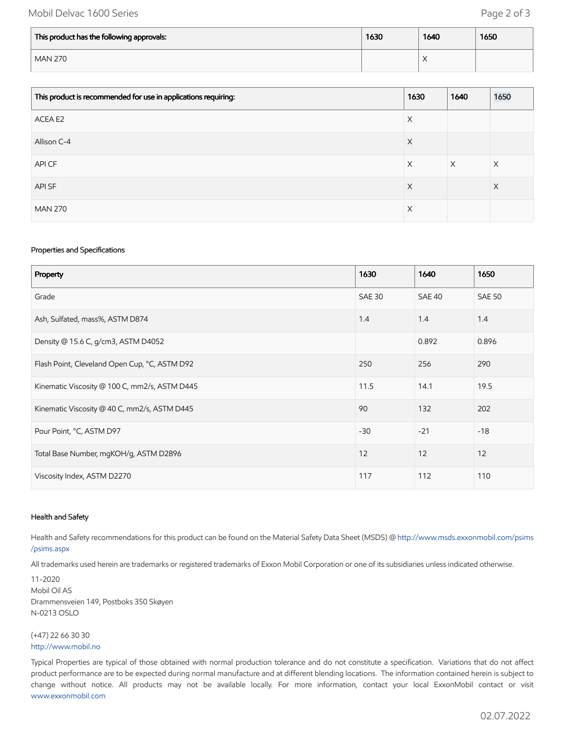| This product has the following approvals: | 1630 | 1640 | 1650 |
| --- | --- | --- | --- |
| MAN 270 | | X | |

| This product is recommended for use in applications requiring: | 1630 | 1640 | 1650 |
| --- | --- | --- | --- |
| ACEA E2 | X | | |
| Allison C-4 | X | | |
| API CF | X | X | X |
| API SF | X | | X |
| MAN 270 | X | | |

### Properties and Specifications

| Property | 1630 | 1640 | 1650 |
| --- | --- | --- | --- |
| Grade | SAE 30 | SAE 40 | SAE 50 |
| Ash, Sulfated, mass%, ASTM D874 | 1.4 | 1.4 | 1.4 |
| Density @ 15.6 C, g/cm3, ASTM D4052 | | 0.892 | 0.896 |
| Flash Point, Cleveland Open Cup, °C, ASTM D92 | 250 | 256 | 290 |
| Kinematic Viscosity @ 100 C, mm2/s, ASTM D445 | 11.5 | 14.1 | 19.5 |
| Kinematic Viscosity @ 40 C, mm2/s, ASTM D445 | 90 | 132 | 202 |
| Pour Point, °C, ASTM D97 | -30 | -21 | -18 |
| Total Base Number, mgKOH/g, ASTM D2896 | 12 | 12 | 12 |
| Viscosity Index, ASTM D2270 | 117 | 112 | 110 |

### Health and Safety

Health and Safety recommendations for this product can be found on the Material Safety Data Sheet (MSDS) @ http://www.msds.exxonmobil.com/psims/psims.aspx

All trademarks used herein are trademarks or registered trademarks of Exxon Mobil Corporation or one of its subsidiaries unless indicated otherwise.

11-2020
Mobil Oil AS
Drammensveien 149, Postboks 350 Skøyen
N-0213 OSLO

(+47) 22 66 30 30
http://www.mobil.no

Typical Properties are typical of those obtained with normal production tolerance and do not constitute a specification. Variations that do not affect product performance are to be expected during normal manufacture and at different blending locations. The information contained herein is subject to change without notice. All products may not be available locally. For more information, contact your local ExxonMobil contact or visit www.exxonmobil.com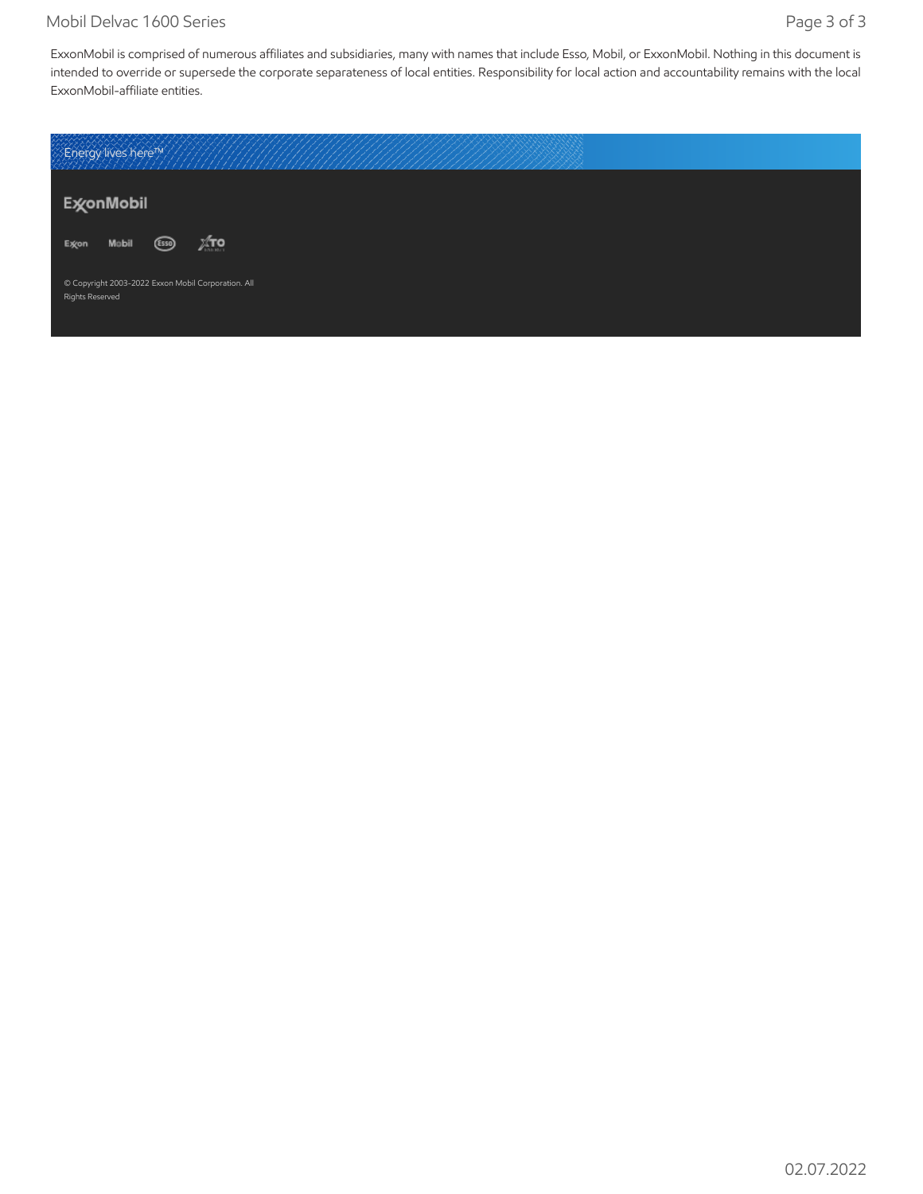ExxonMobil is comprised of numerous affiliates and subsidiaries, many with names that include Esso, Mobil, or ExxonMobil. Nothing in this document is intended to override or supersede the corporate separateness of local entities. Responsibility for local action and accountability remains with the local ExxonMobil-affiliate entities.

Energy lives here™

ExxonMobil

Exxon Mobil Esso XTO

© Copyright 2003-2022 Exxon Mobil Corporation. All Rights Reserved

02.07.2022